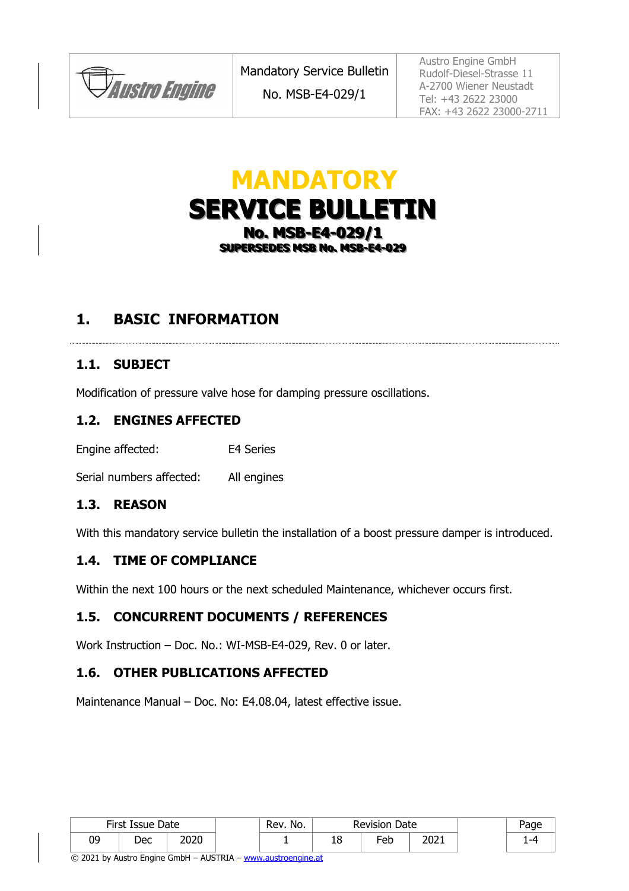| | Mandatory Service Bulletin No. MSB-E4-029/1 | Austro Engine GmbH Rudolf-Diesel-Strasse 11 A-2700 Wiener Neustadt Tel: +43 2622 23000 FAX: +43 2622 23000-2711 |
|---|---|---|

# MANDATORY SERVICE BULLETIN

## No. MSB-E4-029/1

### SUPERSEDES MSB No. MSB-E4-029

## 1. BASIC INFORMATION

### 1.1. SUBJECT

Modification of pressure valve hose for damping pressure oscillations.

### 1.2. ENGINES AFFECTED

Engine affected: E4 Series

Serial numbers affected: All engines

### 1.3. REASON

With this mandatory service bulletin the installation of a boost pressure damper is introduced.

### 1.4. TIME OF COMPLIANCE

Within the next 100 hours or the next scheduled Maintenance, whichever occurs first.

### 1.5. CONCURRENT DOCUMENTS / REFERENCES

Work Instruction – Doc. No.: WI-MSB-E4-029, Rev. 0 or later.

### 1.6. OTHER PUBLICATIONS AFFECTED

Maintenance Manual – Doc. No: E4.08.04, latest effective issue.

| First Issue Date | | | Rev. No. | Revision Date | | |
|---|---|---|---|---|---|---|
| 09 | Dec | 2020 | 1 | 18 | Feb | 2021 |

© 2021 by Austro Engine GmbH – AUSTRIA – www.austroengine.at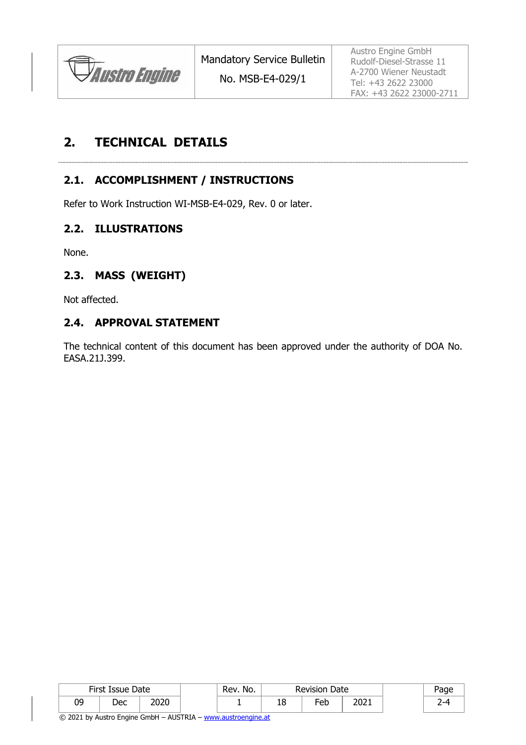## 2. TECHNICAL DETAILS

### 2.1. ACCOMPLISHMENT / INSTRUCTIONS

Refer to Work Instruction WI-MSB-E4-029, Rev. 0 or later.

### 2.2. ILLUSTRATIONS

None.

### 2.3. MASS (WEIGHT)

Not affected.

### 2.4. APPROVAL STATEMENT

The technical content of this document has been approved under the authority of DOA No. EASA.21J.399.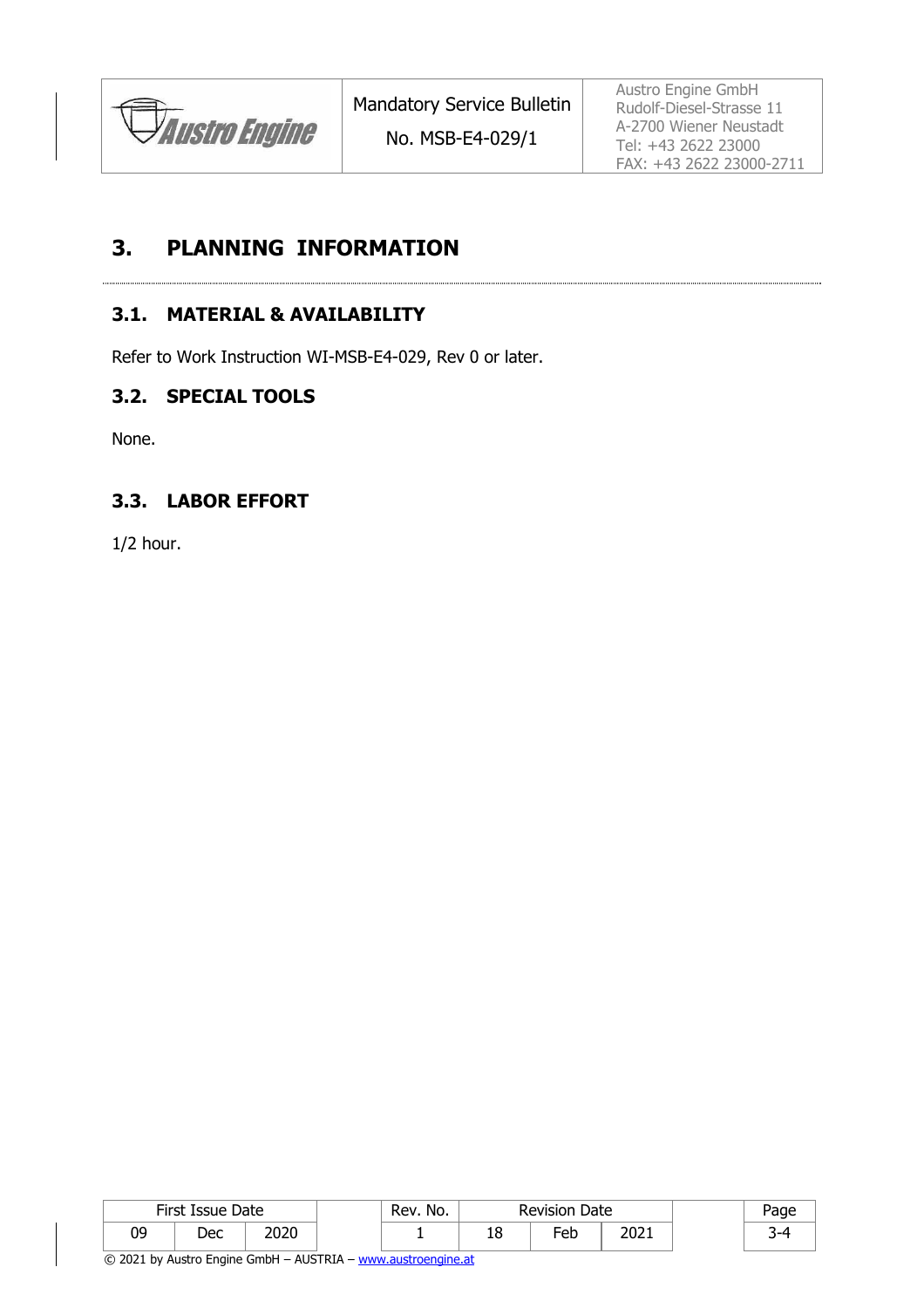# 3. PLANNING INFORMATION

## 3.1. MATERIAL & AVAILABILITY

Refer to Work Instruction WI-MSB-E4-029, Rev 0 or later.

## 3.2. SPECIAL TOOLS

None.

## 3.3. LABOR EFFORT

1/2 hour.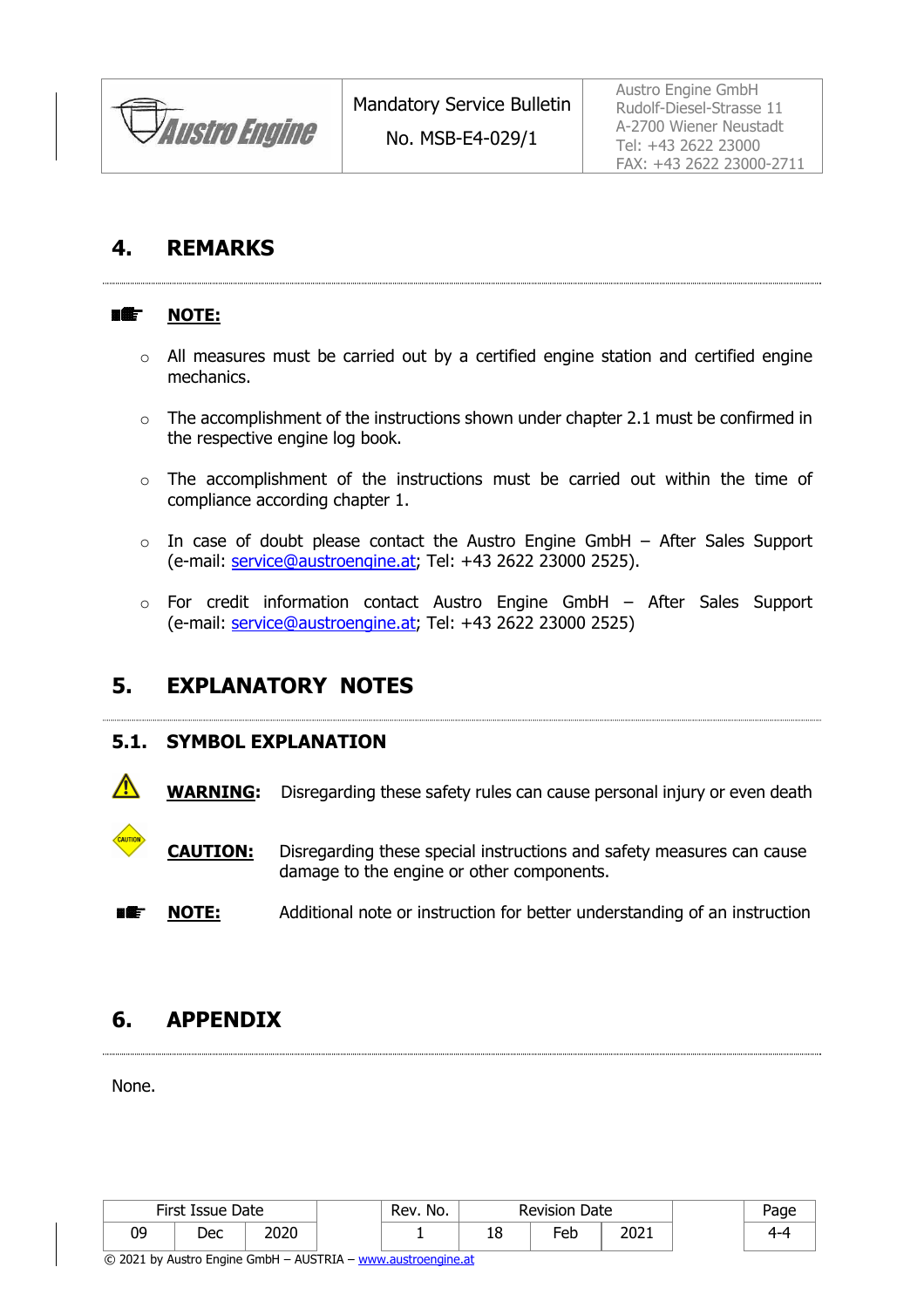## 4. REMARKS

**NOTE:**

- All measures must be carried out by a certified engine station and certified engine mechanics.
- The accomplishment of the instructions shown under chapter 2.1 must be confirmed in the respective engine log book.
- The accomplishment of the instructions must be carried out within the time of compliance according chapter 1.
- In case of doubt please contact the Austro Engine GmbH – After Sales Support (e-mail: service@austroengine.at; Tel: +43 2622 23000 2525).
- For credit information contact Austro Engine GmbH – After Sales Support (e-mail: service@austroengine.at; Tel: +43 2622 23000 2525)

## 5. EXPLANATORY NOTES

### 5.1. SYMBOL EXPLANATION

**WARNING:** Disregarding these safety rules can cause personal injury or even death

**CAUTION:** Disregarding these special instructions and safety measures can cause damage to the engine or other components.

**NOTE:** Additional note or instruction for better understanding of an instruction

## 6. APPENDIX

None.